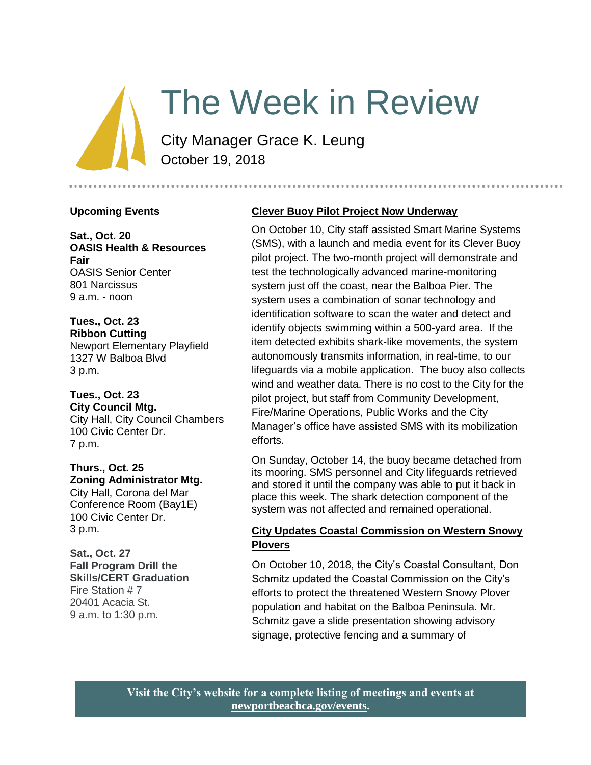# The Week in Review

City Manager Grace K. Leung
October 19, 2018

## Upcoming Events

**Sat., Oct. 20**
**OASIS Health & Resources Fair**
OASIS Senior Center
801 Narcissus
9 a.m. - noon

**Tues., Oct. 23**
**Ribbon Cutting**
Newport Elementary Playfield
1327 W Balboa Blvd
3 p.m.

**Tues., Oct. 23**
**City Council Mtg.**
City Hall, City Council Chambers
100 Civic Center Dr.
7 p.m.

**Thurs., Oct. 25**
**Zoning Administrator Mtg.**
City Hall, Corona del Mar Conference Room (Bay1E)
100 Civic Center Dr.
3 p.m.

**Sat., Oct. 27**
**Fall Program Drill the Skills/CERT Graduation**
Fire Station # 7
20401 Acacia St.
9 a.m. to 1:30 p.m.

## Clever Buoy Pilot Project Now Underway

On October 10, City staff assisted Smart Marine Systems (SMS), with a launch and media event for its Clever Buoy pilot project. The two-month project will demonstrate and test the technologically advanced marine-monitoring system just off the coast, near the Balboa Pier. The system uses a combination of sonar technology and identification software to scan the water and detect and identify objects swimming within a 500-yard area. If the item detected exhibits shark-like movements, the system autonomously transmits information, in real-time, to our lifeguards via a mobile application. The buoy also collects wind and weather data. There is no cost to the City for the pilot project, but staff from Community Development, Fire/Marine Operations, Public Works and the City Manager's office have assisted SMS with its mobilization efforts.

On Sunday, October 14, the buoy became detached from its mooring. SMS personnel and City lifeguards retrieved and stored it until the company was able to put it back in place this week. The shark detection component of the system was not affected and remained operational.

## City Updates Coastal Commission on Western Snowy Plovers

On October 10, 2018, the City's Coastal Consultant, Don Schmitz updated the Coastal Commission on the City's efforts to protect the threatened Western Snowy Plover population and habitat on the Balboa Peninsula. Mr. Schmitz gave a slide presentation showing advisory signage, protective fencing and a summary of

**Visit the City's website for a complete listing of meetings and events at newportbeachca.gov/events.**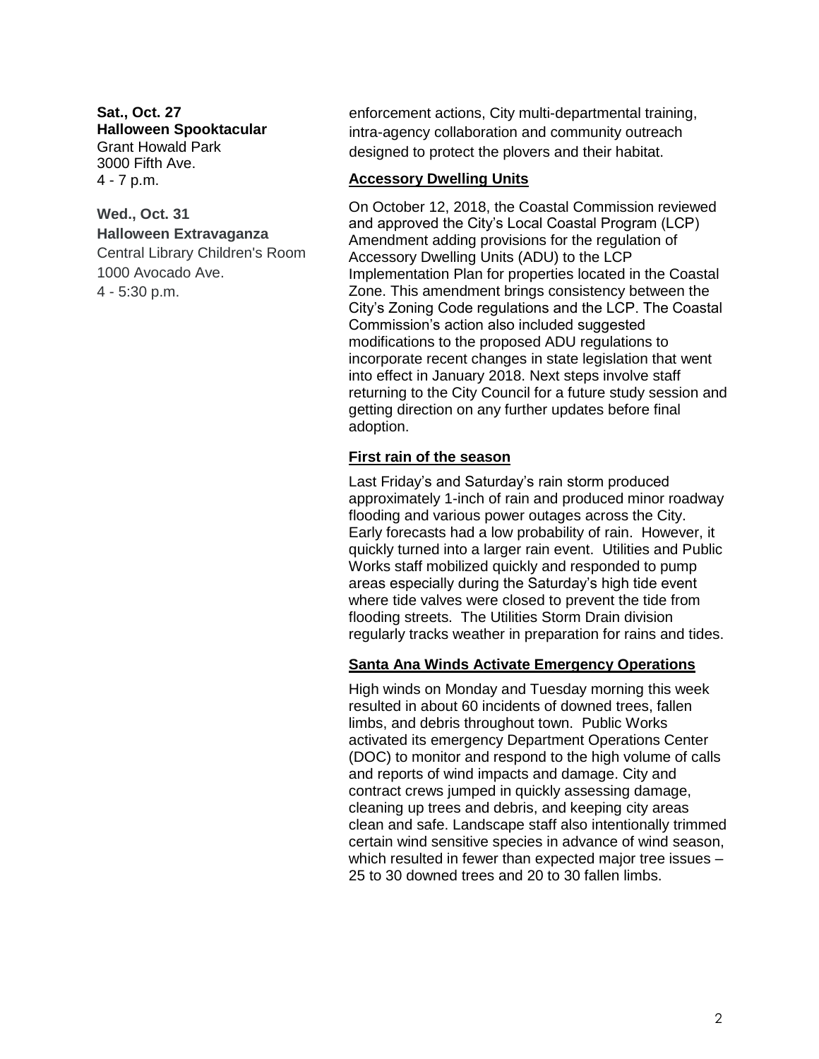**Sat., Oct. 27**
**Halloween Spooktacular**
Grant Howald Park
3000 Fifth Ave.
4 - 7 p.m.

**Wed., Oct. 31**
**Halloween Extravaganza**
Central Library Children's Room
1000 Avocado Ave.
4 - 5:30 p.m.

enforcement actions, City multi-departmental training, intra-agency collaboration and community outreach designed to protect the plovers and their habitat.

**Accessory Dwelling Units**

On October 12, 2018, the Coastal Commission reviewed and approved the City's Local Coastal Program (LCP) Amendment adding provisions for the regulation of Accessory Dwelling Units (ADU) to the LCP Implementation Plan for properties located in the Coastal Zone. This amendment brings consistency between the City's Zoning Code regulations and the LCP. The Coastal Commission's action also included suggested modifications to the proposed ADU regulations to incorporate recent changes in state legislation that went into effect in January 2018. Next steps involve staff returning to the City Council for a future study session and getting direction on any further updates before final adoption.

**First rain of the season**

Last Friday's and Saturday's rain storm produced approximately 1-inch of rain and produced minor roadway flooding and various power outages across the City. Early forecasts had a low probability of rain. However, it quickly turned into a larger rain event. Utilities and Public Works staff mobilized quickly and responded to pump areas especially during the Saturday's high tide event where tide valves were closed to prevent the tide from flooding streets. The Utilities Storm Drain division regularly tracks weather in preparation for rains and tides.

**Santa Ana Winds Activate Emergency Operations**

High winds on Monday and Tuesday morning this week resulted in about 60 incidents of downed trees, fallen limbs, and debris throughout town. Public Works activated its emergency Department Operations Center (DOC) to monitor and respond to the high volume of calls and reports of wind impacts and damage. City and contract crews jumped in quickly assessing damage, cleaning up trees and debris, and keeping city areas clean and safe. Landscape staff also intentionally trimmed certain wind sensitive species in advance of wind season, which resulted in fewer than expected major tree issues – 25 to 30 downed trees and 20 to 30 fallen limbs.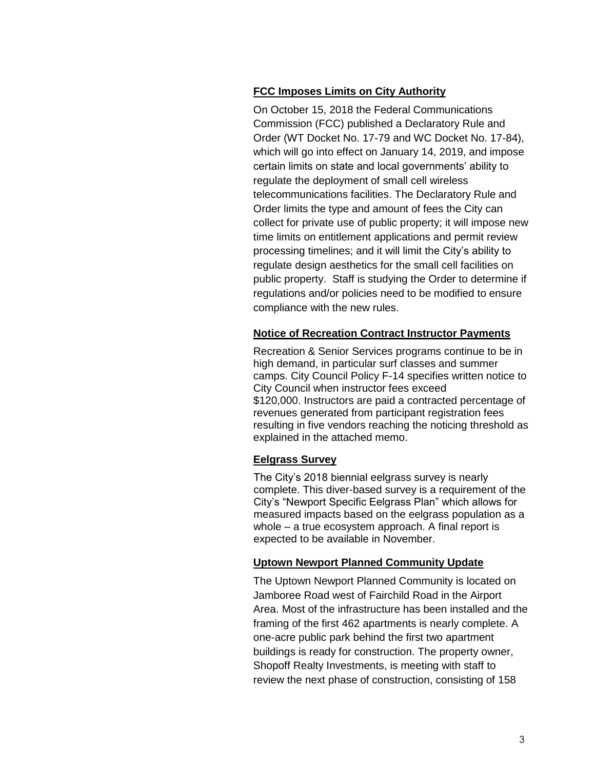**FCC Imposes Limits on City Authority**

On October 15, 2018 the Federal Communications Commission (FCC) published a Declaratory Rule and Order (WT Docket No. 17-79 and WC Docket No. 17-84), which will go into effect on January 14, 2019, and impose certain limits on state and local governments' ability to regulate the deployment of small cell wireless telecommunications facilities. The Declaratory Rule and Order limits the type and amount of fees the City can collect for private use of public property; it will impose new time limits on entitlement applications and permit review processing timelines; and it will limit the City's ability to regulate design aesthetics for the small cell facilities on public property. Staff is studying the Order to determine if regulations and/or policies need to be modified to ensure compliance with the new rules.

**Notice of Recreation Contract Instructor Payments**

Recreation & Senior Services programs continue to be in high demand, in particular surf classes and summer camps. City Council Policy F-14 specifies written notice to City Council when instructor fees exceed $120,000. Instructors are paid a contracted percentage of revenues generated from participant registration fees resulting in five vendors reaching the noticing threshold as explained in the attached memo.

**Eelgrass Survey**

The City's 2018 biennial eelgrass survey is nearly complete. This diver-based survey is a requirement of the City's "Newport Specific Eelgrass Plan" which allows for measured impacts based on the eelgrass population as a whole – a true ecosystem approach. A final report is expected to be available in November.

**Uptown Newport Planned Community Update**

The Uptown Newport Planned Community is located on Jamboree Road west of Fairchild Road in the Airport Area. Most of the infrastructure has been installed and the framing of the first 462 apartments is nearly complete. A one-acre public park behind the first two apartment buildings is ready for construction. The property owner, Shopoff Realty Investments, is meeting with staff to review the next phase of construction, consisting of 158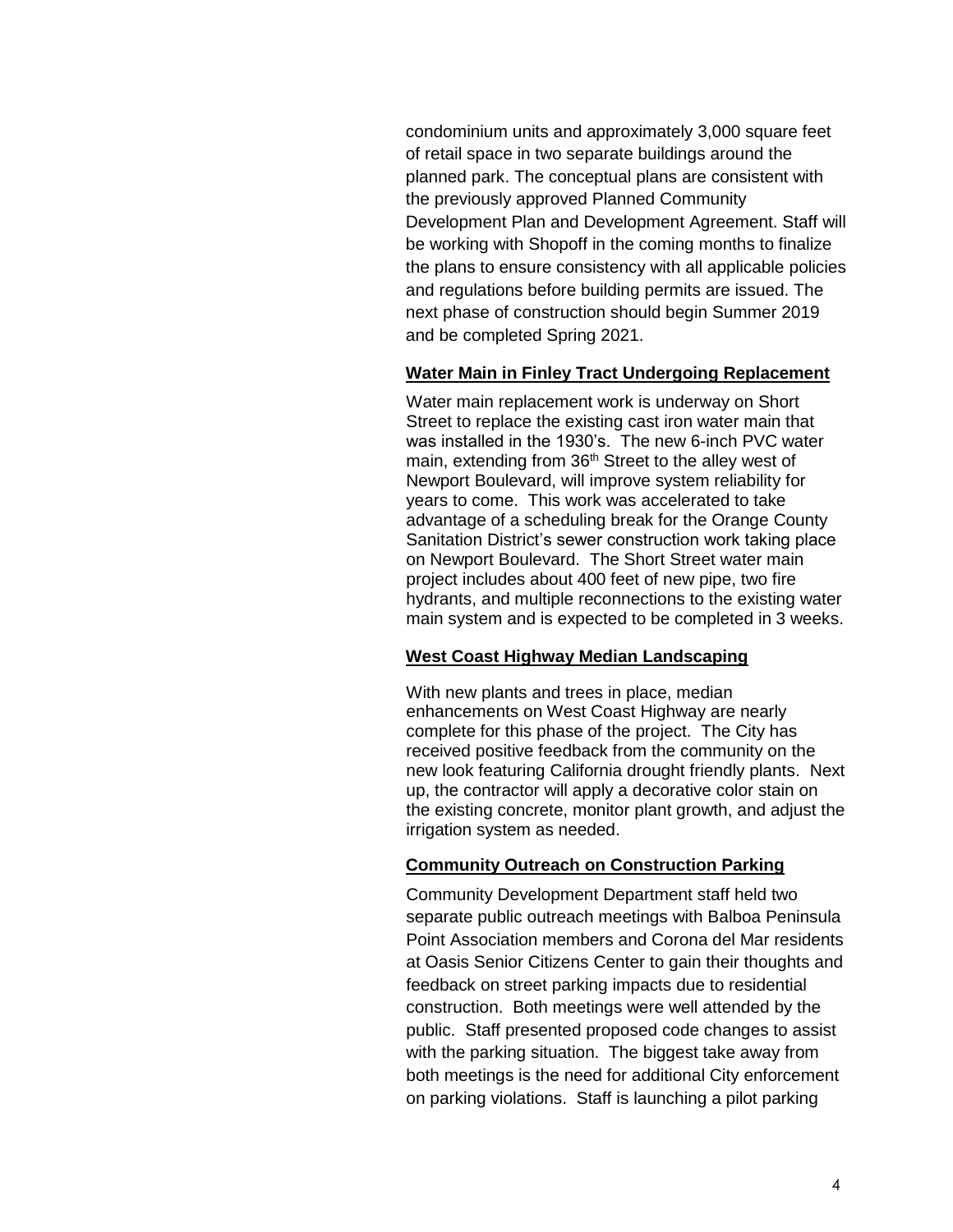condominium units and approximately 3,000 square feet of retail space in two separate buildings around the planned park. The conceptual plans are consistent with the previously approved Planned Community Development Plan and Development Agreement. Staff will be working with Shopoff in the coming months to finalize the plans to ensure consistency with all applicable policies and regulations before building permits are issued. The next phase of construction should begin Summer 2019 and be completed Spring 2021.

**Water Main in Finley Tract Undergoing Replacement**

Water main replacement work is underway on Short Street to replace the existing cast iron water main that was installed in the 1930's. The new 6-inch PVC water main, extending from 36th Street to the alley west of Newport Boulevard, will improve system reliability for years to come. This work was accelerated to take advantage of a scheduling break for the Orange County Sanitation District's sewer construction work taking place on Newport Boulevard. The Short Street water main project includes about 400 feet of new pipe, two fire hydrants, and multiple reconnections to the existing water main system and is expected to be completed in 3 weeks.

**West Coast Highway Median Landscaping**

With new plants and trees in place, median enhancements on West Coast Highway are nearly complete for this phase of the project. The City has received positive feedback from the community on the new look featuring California drought friendly plants. Next up, the contractor will apply a decorative color stain on the existing concrete, monitor plant growth, and adjust the irrigation system as needed.

**Community Outreach on Construction Parking**

Community Development Department staff held two separate public outreach meetings with Balboa Peninsula Point Association members and Corona del Mar residents at Oasis Senior Citizens Center to gain their thoughts and feedback on street parking impacts due to residential construction. Both meetings were well attended by the public. Staff presented proposed code changes to assist with the parking situation. The biggest take away from both meetings is the need for additional City enforcement on parking violations. Staff is launching a pilot parking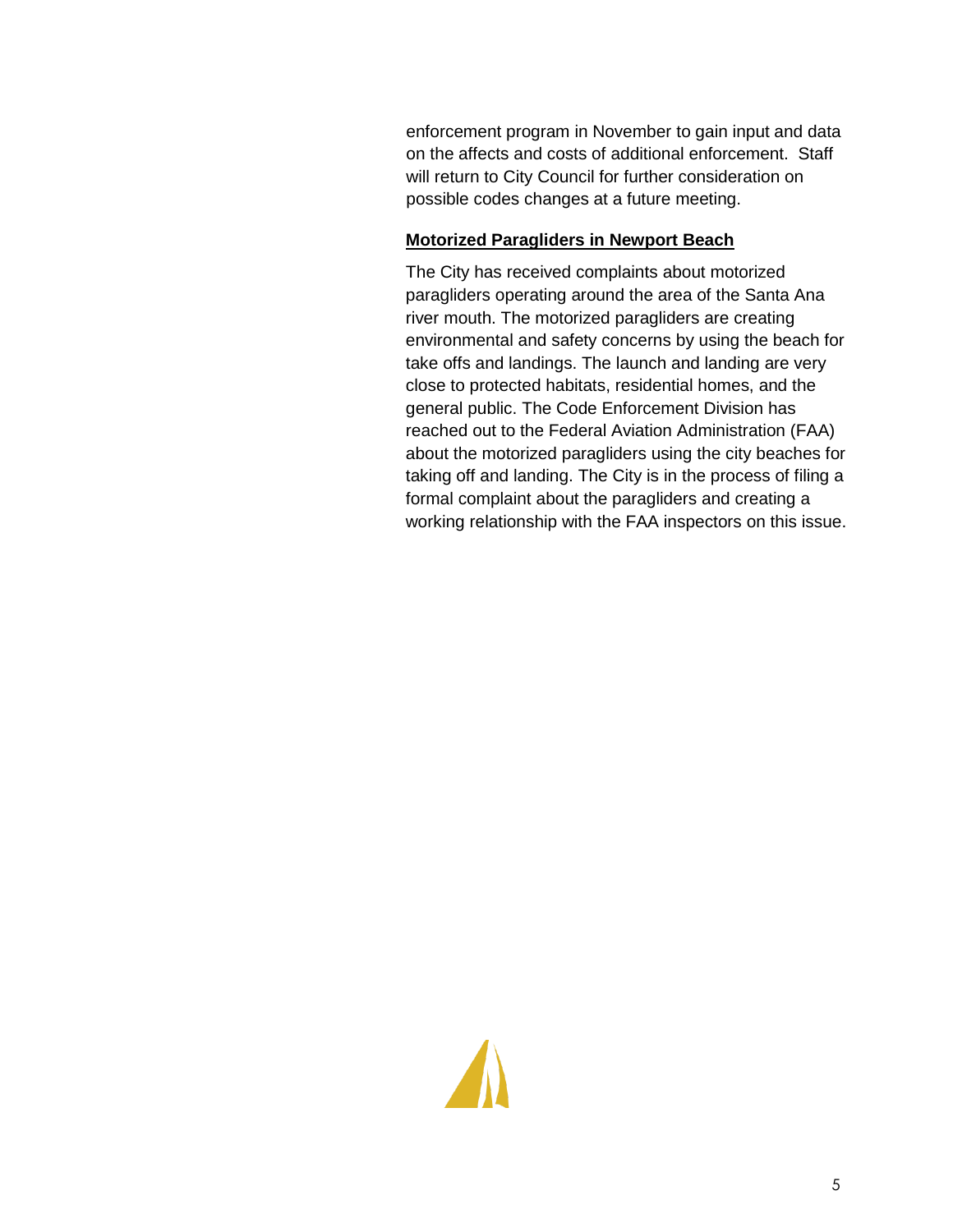enforcement program in November to gain input and data on the affects and costs of additional enforcement. Staff will return to City Council for further consideration on possible codes changes at a future meeting.

**Motorized Paragliders in Newport Beach**

The City has received complaints about motorized paragliders operating around the area of the Santa Ana river mouth. The motorized paragliders are creating environmental and safety concerns by using the beach for take offs and landings. The launch and landing are very close to protected habitats, residential homes, and the general public. The Code Enforcement Division has reached out to the Federal Aviation Administration (FAA) about the motorized paragliders using the city beaches for taking off and landing. The City is in the process of filing a formal complaint about the paragliders and creating a working relationship with the FAA inspectors on this issue.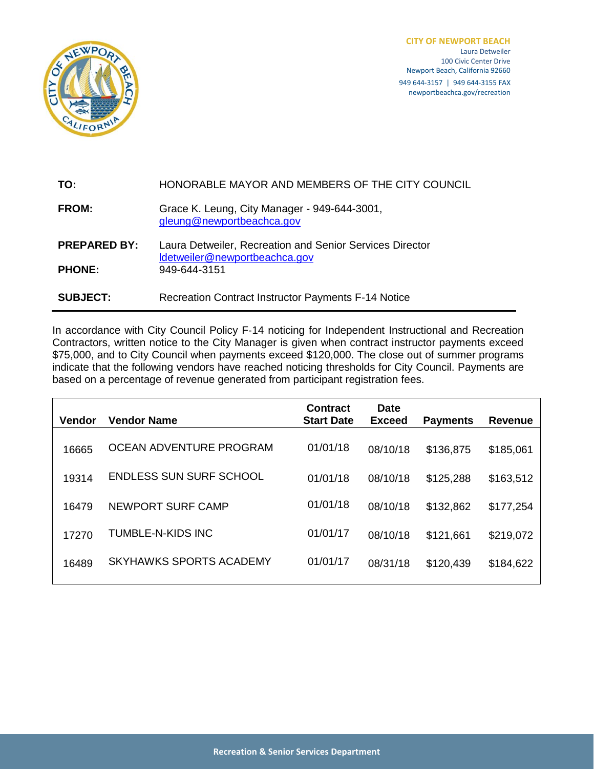CITY OF NEWPORT BEACH
Laura Detweiler
100 Civic Center Drive
Newport Beach, California 92660
949 644-3157 | 949 644-3155 FAX
newportbeachca.gov/recreation

**TO:** HONORABLE MAYOR AND MEMBERS OF THE CITY COUNCIL

**FROM:** Grace K. Leung, City Manager - 949-644-3001, gleung@newportbeachca.gov

**PREPARED BY:** Laura Detweiler, Recreation and Senior Services Director ldetweiler@newportbeachca.gov

**PHONE:** 949-644-3151

**SUBJECT:** Recreation Contract Instructor Payments F-14 Notice

In accordance with City Council Policy F-14 noticing for Independent Instructional and Recreation Contractors, written notice to the City Manager is given when contract instructor payments exceed $75,000, and to City Council when payments exceed $120,000. The close out of summer programs indicate that the following vendors have reached noticing thresholds for City Council. Payments are based on a percentage of revenue generated from participant registration fees.

| Vendor | Vendor Name | Contract Start Date | Date Exceed | Payments | Revenue |
|---|---|---|---|---|---|
| 16665 | OCEAN ADVENTURE PROGRAM | 01/01/18 | 08/10/18 | $136,875 | $185,061 |
| 19314 | ENDLESS SUN SURF SCHOOL | 01/01/18 | 08/10/18 | $125,288 | $163,512 |
| 16479 | NEWPORT SURF CAMP | 01/01/18 | 08/10/18 | $132,862 | $177,254 |
| 17270 | TUMBLE-N-KIDS INC | 01/01/17 | 08/10/18 | $121,661 | $219,072 |
| 16489 | SKYHAWKS SPORTS ACADEMY | 01/01/17 | 08/31/18 | $120,439 | $184,622 |

Recreation & Senior Services Department